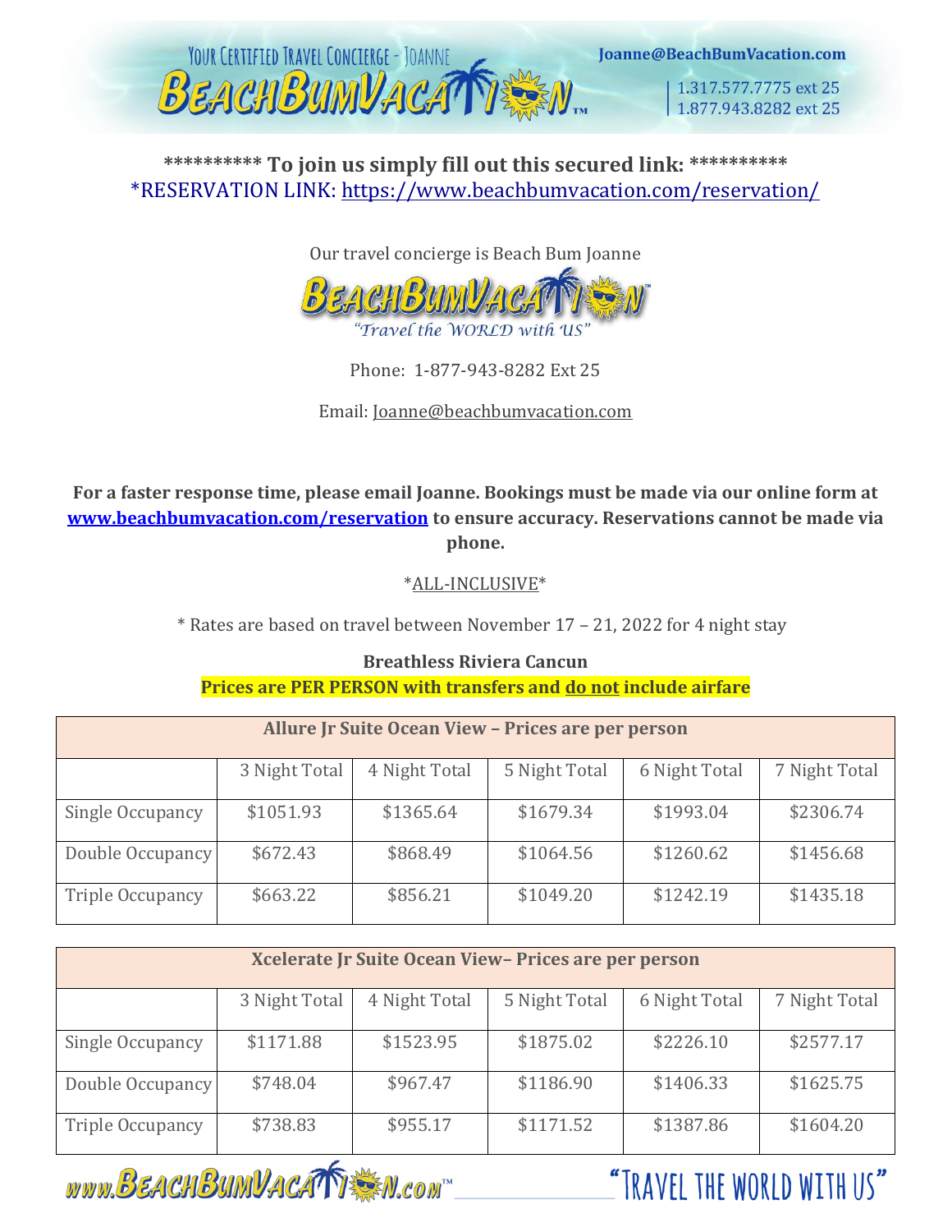Your Certified Travel Concierge - Joanne

BeachBumVacation™

Joanne@BeachBumVacation.com

1.317.577.7775 ext 25
1.877.943.8282 ext 25

**\*\*\*\*\*\*\*\*\*\* To join us simply fill out this secured link: \*\*\*\*\*\*\*\*\*\***

*RESERVATION LINK: https://www.beachbumvacation.com/reservation/

Our travel concierge is Beach Bum Joanne

BeachBumVacation™

"Travel the WORLD with US"

Phone: 1-877-943-8282 Ext 25

Email: Joanne@beachbumvacation.com

**For a faster response time, please email Joanne. Bookings must be made via our online form at www.beachbumvacation.com/reservation to ensure accuracy. Reservations cannot be made via phone.**

*ALL-INCLUSIVE*

* Rates are based on travel between November 17 – 21, 2022 for 4 night stay

**Breathless Riviera Cancun**

**Prices are PER PERSON with transfers and do not include airfare**

| Allure Jr Suite Ocean View – Prices are per person | | | | | |
|---|---|---|---|---|---|
| | 3 Night Total | 4 Night Total | 5 Night Total | 6 Night Total | 7 Night Total |
| Single Occupancy | $1051.93 | $1365.64 | $1679.34 | $1993.04 | $2306.74 |
| Double Occupancy | $672.43 | $868.49 | $1064.56 | $1260.62 | $1456.68 |
| Triple Occupancy | $663.22 | $856.21 | $1049.20 | $1242.19 | $1435.18 |

| Xcelerate Jr Suite Ocean View– Prices are per person | | | | | |
|---|---|---|---|---|---|
| | 3 Night Total | 4 Night Total | 5 Night Total | 6 Night Total | 7 Night Total |
| Single Occupancy | $1171.88 | $1523.95 | $1875.02 | $2226.10 | $2577.17 |
| Double Occupancy | $748.04 | $967.47 | $1186.90 | $1406.33 | $1625.75 |
| Triple Occupancy | $738.83 | $955.17 | $1171.52 | $1387.86 | $1604.20 |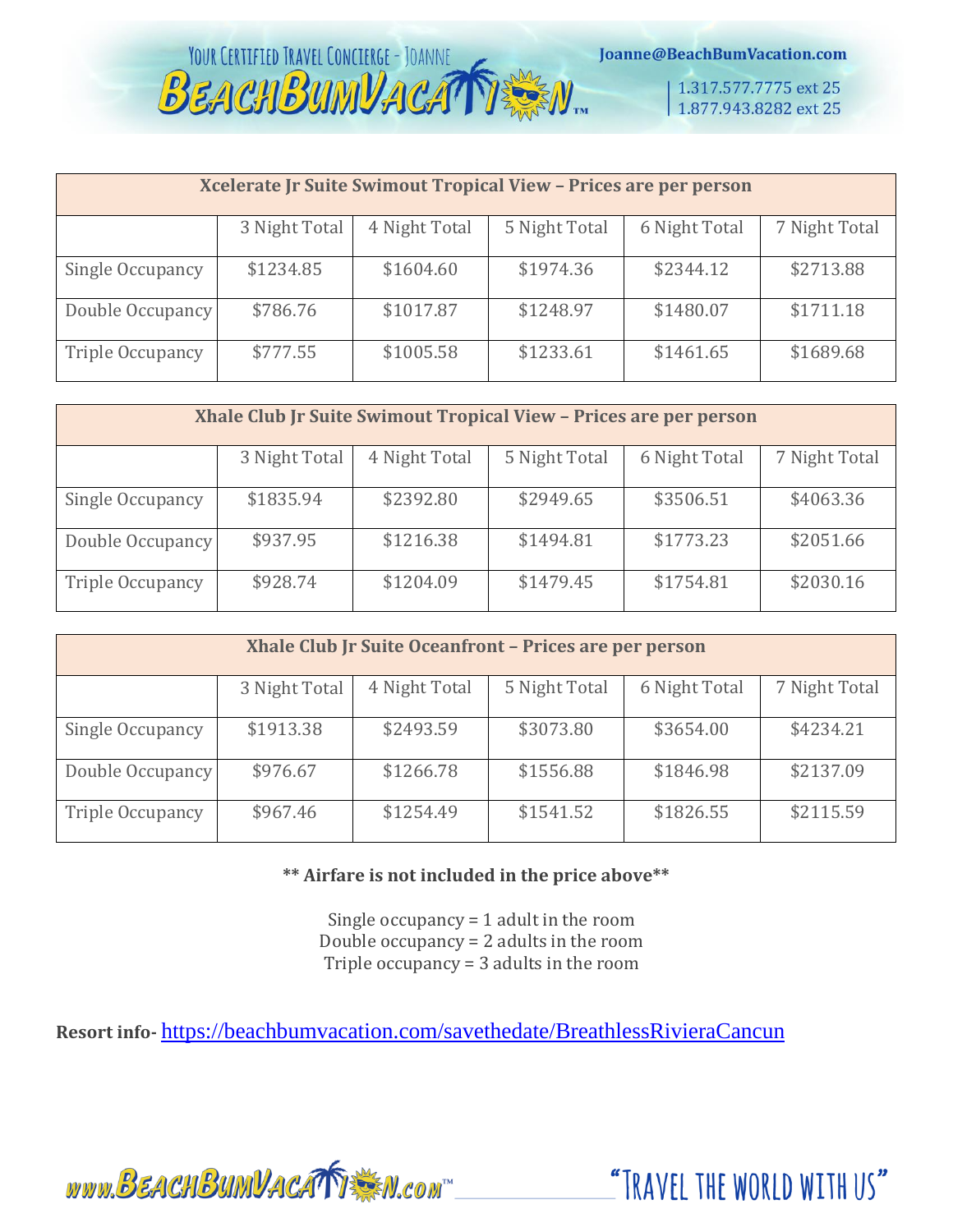| Xcelerate Jr Suite Swimout Tropical View – Prices are per person | | | | | |
|---|---|---|---|---|---|
| | 3 Night Total | 4 Night Total | 5 Night Total | 6 Night Total | 7 Night Total |
| Single Occupancy | $1234.85 | $1604.60 | $1974.36 | $2344.12 | $2713.88 |
| Double Occupancy | $786.76 | $1017.87 | $1248.97 | $1480.07 | $1711.18 |
| Triple Occupancy | $777.55 | $1005.58 | $1233.61 | $1461.65 | $1689.68 |

| Xhale Club Jr Suite Swimout Tropical View – Prices are per person | | | | | |
|---|---|---|---|---|---|
| | 3 Night Total | 4 Night Total | 5 Night Total | 6 Night Total | 7 Night Total |
| Single Occupancy | $1835.94 | $2392.80 | $2949.65 | $3506.51 | $4063.36 |
| Double Occupancy | $937.95 | $1216.38 | $1494.81 | $1773.23 | $2051.66 |
| Triple Occupancy | $928.74 | $1204.09 | $1479.45 | $1754.81 | $2030.16 |

| Xhale Club Jr Suite Oceanfront – Prices are per person | | | | | |
|---|---|---|---|---|---|
| | 3 Night Total | 4 Night Total | 5 Night Total | 6 Night Total | 7 Night Total |
| Single Occupancy | $1913.38 | $2493.59 | $3073.80 | $3654.00 | $4234.21 |
| Double Occupancy | $976.67 | $1266.78 | $1556.88 | $1846.98 | $2137.09 |
| Triple Occupancy | $967.46 | $1254.49 | $1541.52 | $1826.55 | $2115.59 |

**** Airfare is not included in the price above****

Single occupancy = 1 adult in the room
Double occupancy = 2 adults in the room
Triple occupancy = 3 adults in the room

**Resort info-** https://beachbumvacation.com/savethedate/BreathlessRivieraCancun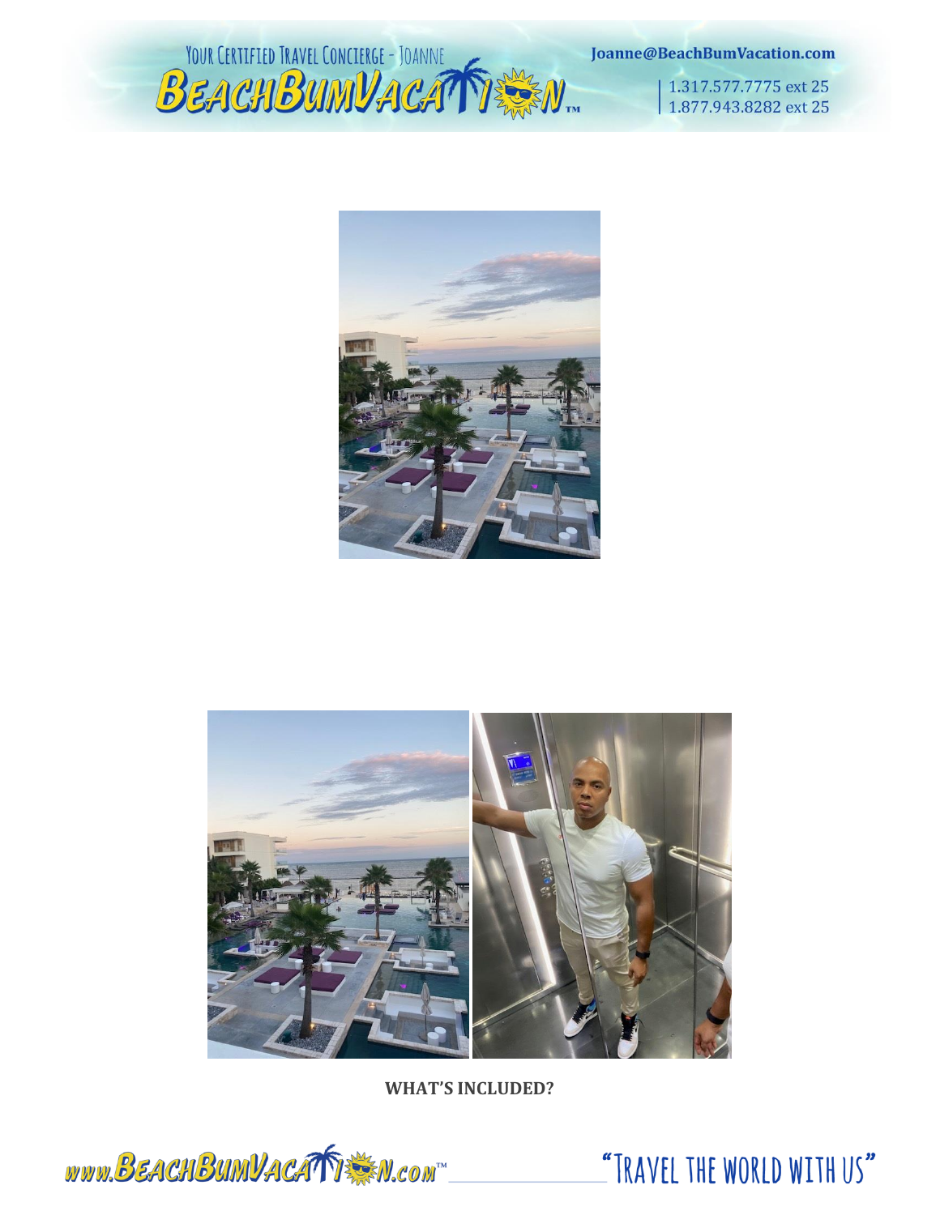**WHAT'S INCLUDED?**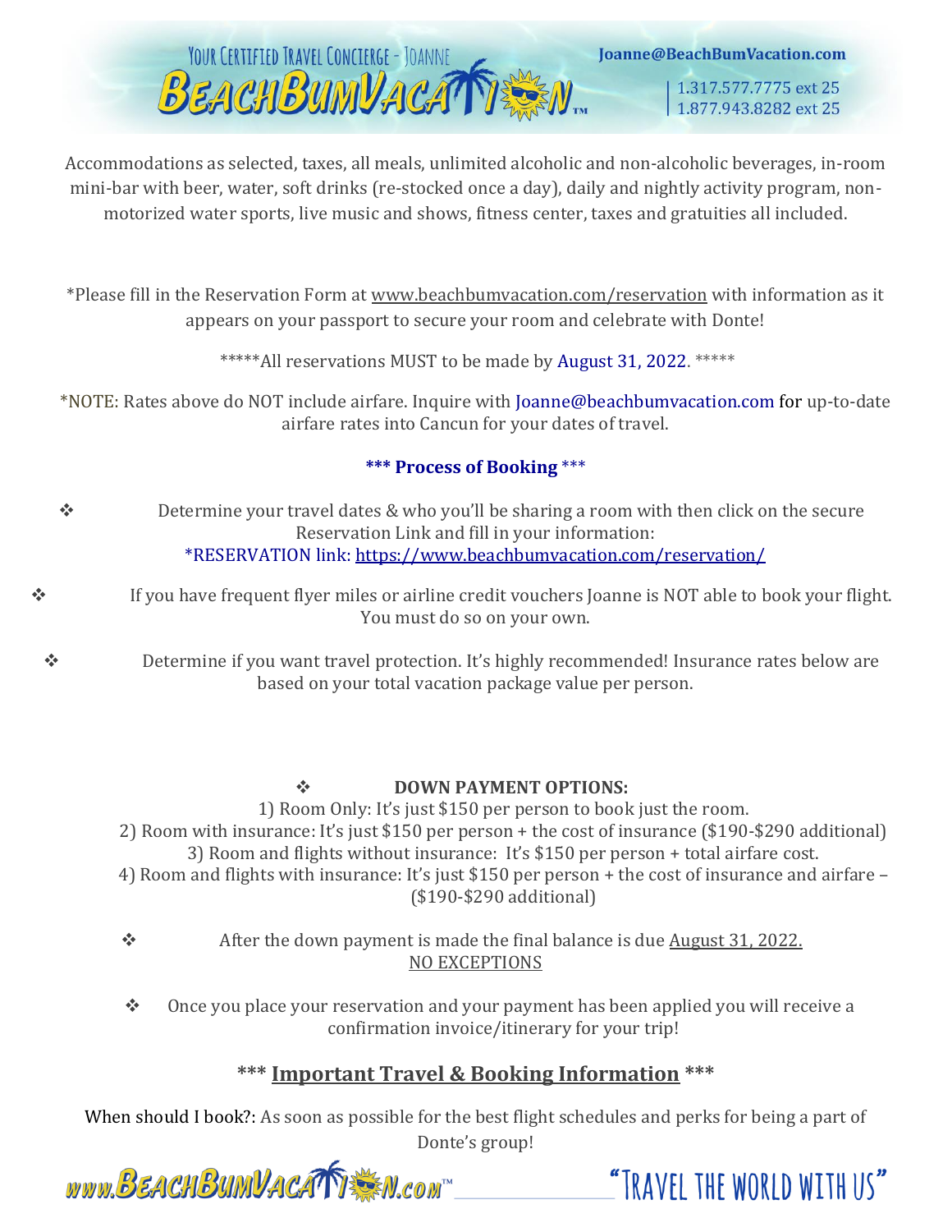Accommodations as selected, taxes, all meals, unlimited alcoholic and non-alcoholic beverages, in-room mini-bar with beer, water, soft drinks (re-stocked once a day), daily and nightly activity program, non-motorized water sports, live music and shows, fitness center, taxes and gratuities all included.

*Please fill in the Reservation Form at www.beachbumvacation.com/reservation with information as it appears on your passport to secure your room and celebrate with Donte!

*****All reservations MUST to be made by August 31, 2022. *****

*NOTE: Rates above do NOT include airfare. Inquire with Joanne@beachbumvacation.com for up-to-date airfare rates into Cancun for your dates of travel.

### *** Process of Booking ***

- Determine your travel dates & who you'll be sharing a room with then click on the secure Reservation Link and fill in your information:
  *RESERVATION link: https://www.beachbumvacation.com/reservation/
- If you have frequent flyer miles or airline credit vouchers Joanne is NOT able to book your flight. You must do so on your own.
- Determine if you want travel protection. It's highly recommended! Insurance rates below are based on your total vacation package value per person.

- **DOWN PAYMENT OPTIONS:**
  1) Room Only: It's just $150 per person to book just the room.
  2) Room with insurance: It's just $150 per person + the cost of insurance ($190-$290 additional)
  3) Room and flights without insurance: It's $150 per person + total airfare cost.
  4) Room and flights with insurance: It's just $150 per person + the cost of insurance and airfare – ($190-$290 additional)
- After the down payment is made the final balance is due August 31, 2022. NO EXCEPTIONS
- Once you place your reservation and your payment has been applied you will receive a confirmation invoice/itinerary for your trip!

### *** Important Travel & Booking Information ***

When should I book?: As soon as possible for the best flight schedules and perks for being a part of Donte's group!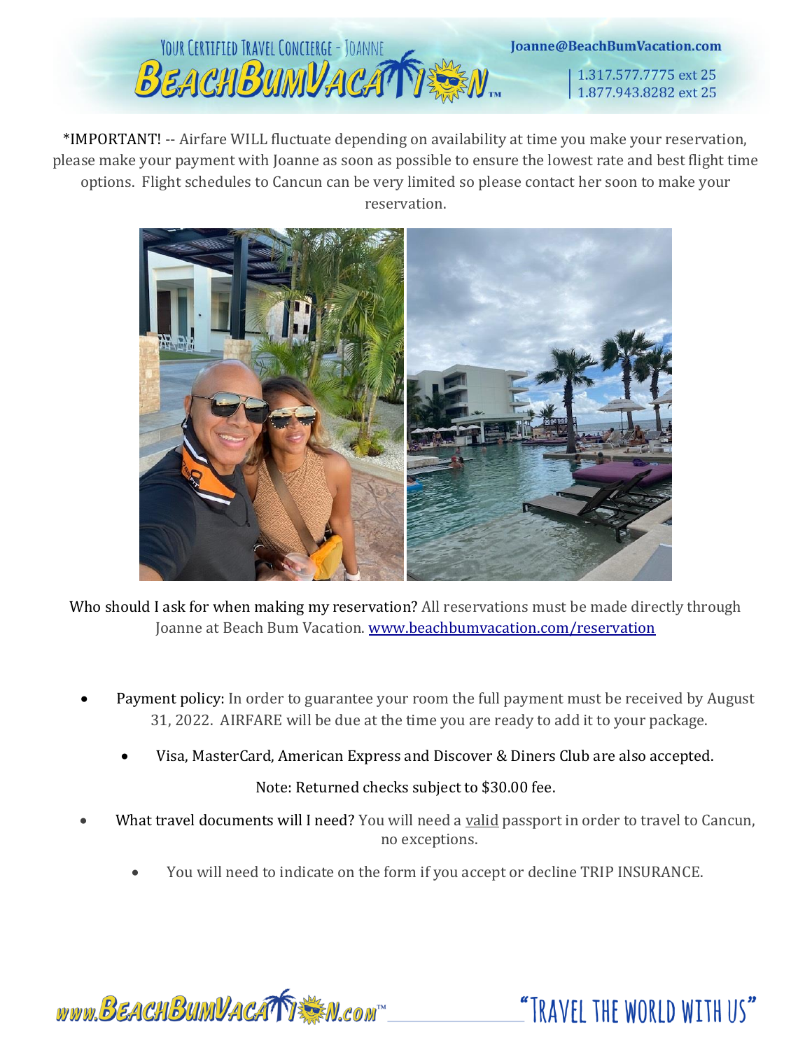*IMPORTANT! -- Airfare WILL fluctuate depending on availability at time you make your reservation, please make your payment with Joanne as soon as possible to ensure the lowest rate and best flight time options. Flight schedules to Cancun can be very limited so please contact her soon to make your reservation.

Who should I ask for when making my reservation? All reservations must be made directly through Joanne at Beach Bum Vacation. [www.beachbumvacation.com/reservation](www.beachbumvacation.com/reservation)

- Payment policy: In order to guarantee your room the full payment must be received by August 31, 2022. AIRFARE will be due at the time you are ready to add it to your package.
  - Visa, MasterCard, American Express and Discover & Diners Club are also accepted.

Note: Returned checks subject to $30.00 fee.

- What travel documents will I need? You will need a <u>valid</u> passport in order to travel to Cancun, no exceptions.
  - You will need to indicate on the form if you accept or decline TRIP INSURANCE.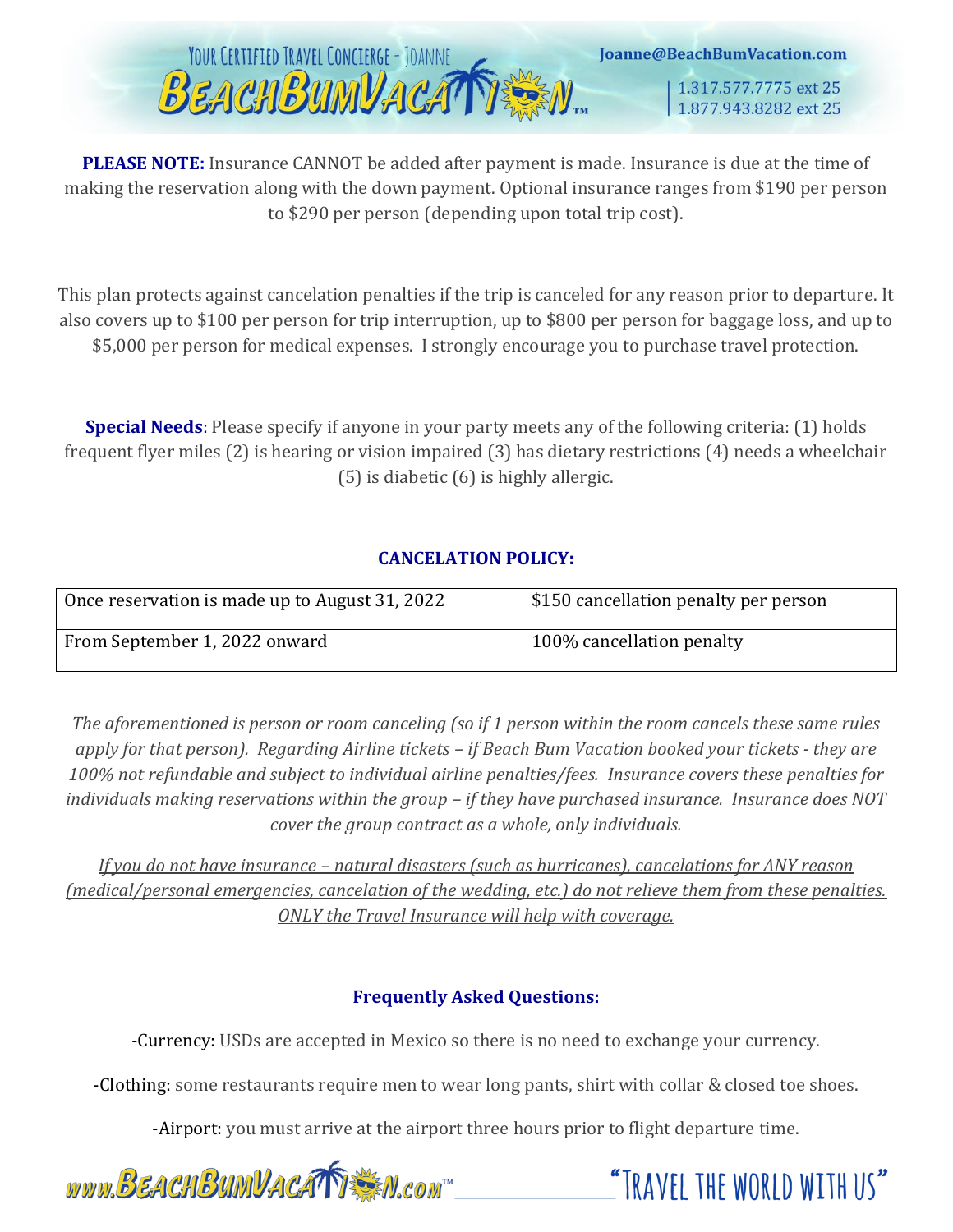**PLEASE NOTE:** Insurance CANNOT be added after payment is made. Insurance is due at the time of making the reservation along with the down payment. Optional insurance ranges from $190 per person to $290 per person (depending upon total trip cost).

This plan protects against cancelation penalties if the trip is canceled for any reason prior to departure. It also covers up to $100 per person for trip interruption, up to $800 per person for baggage loss, and up to $5,000 per person for medical expenses. I strongly encourage you to purchase travel protection.

**Special Needs**: Please specify if anyone in your party meets any of the following criteria: (1) holds frequent flyer miles (2) is hearing or vision impaired (3) has dietary restrictions (4) needs a wheelchair (5) is diabetic (6) is highly allergic.

### CANCELATION POLICY:

| | |
|---|---|
| Once reservation is made up to August 31, 2022 | $150 cancellation penalty per person |
| From September 1, 2022 onward | 100% cancellation penalty |

*The aforementioned is person or room canceling (so if 1 person within the room cancels these same rules apply for that person). Regarding Airline tickets – if Beach Bum Vacation booked your tickets - they are 100% not refundable and subject to individual airline penalties/fees. Insurance covers these penalties for individuals making reservations within the group – if they have purchased insurance. Insurance does NOT cover the group contract as a whole, only individuals.*

*If you do not have insurance – natural disasters (such as hurricanes), cancelations for ANY reason (medical/personal emergencies, cancelation of the wedding, etc.) do not relieve them from these penalties. ONLY the Travel Insurance will help with coverage.*

### Frequently Asked Questions:

-Currency: USDs are accepted in Mexico so there is no need to exchange your currency.

-Clothing: some restaurants require men to wear long pants, shirt with collar & closed toe shoes.

-Airport: you must arrive at the airport three hours prior to flight departure time.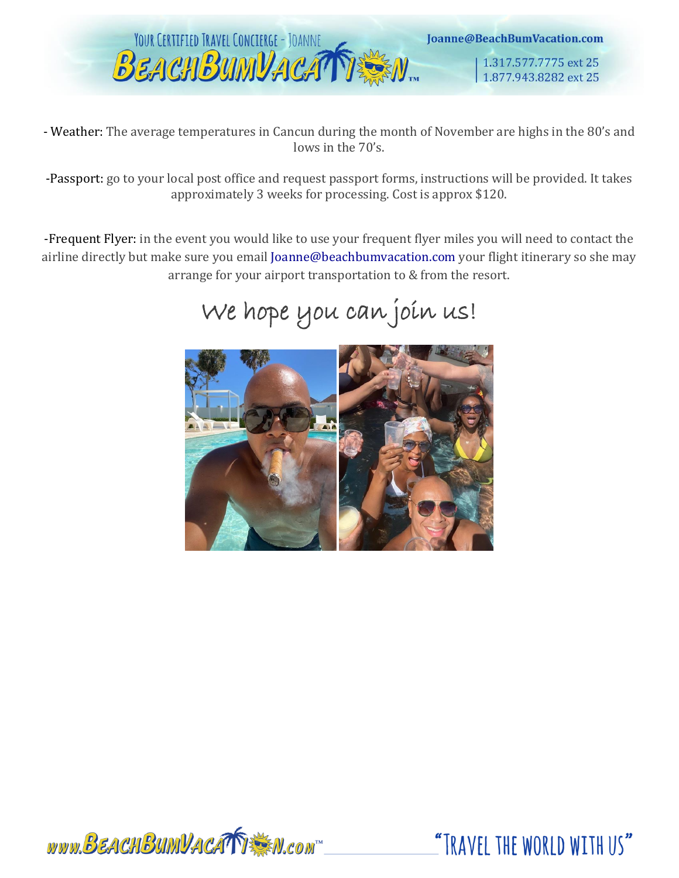- **Weather:** The average temperatures in Cancun during the month of November are highs in the 80's and lows in the 70's.

-**Passport:** go to your local post office and request passport forms, instructions will be provided. It takes approximately 3 weeks for processing. Cost is approx $120.

-**Frequent Flyer:** in the event you would like to use your frequent flyer miles you will need to contact the airline directly but make sure you email Joanne@beachbumvacation.com your flight itinerary so she may arrange for your airport transportation to & from the resort.

## We hope you can join us!